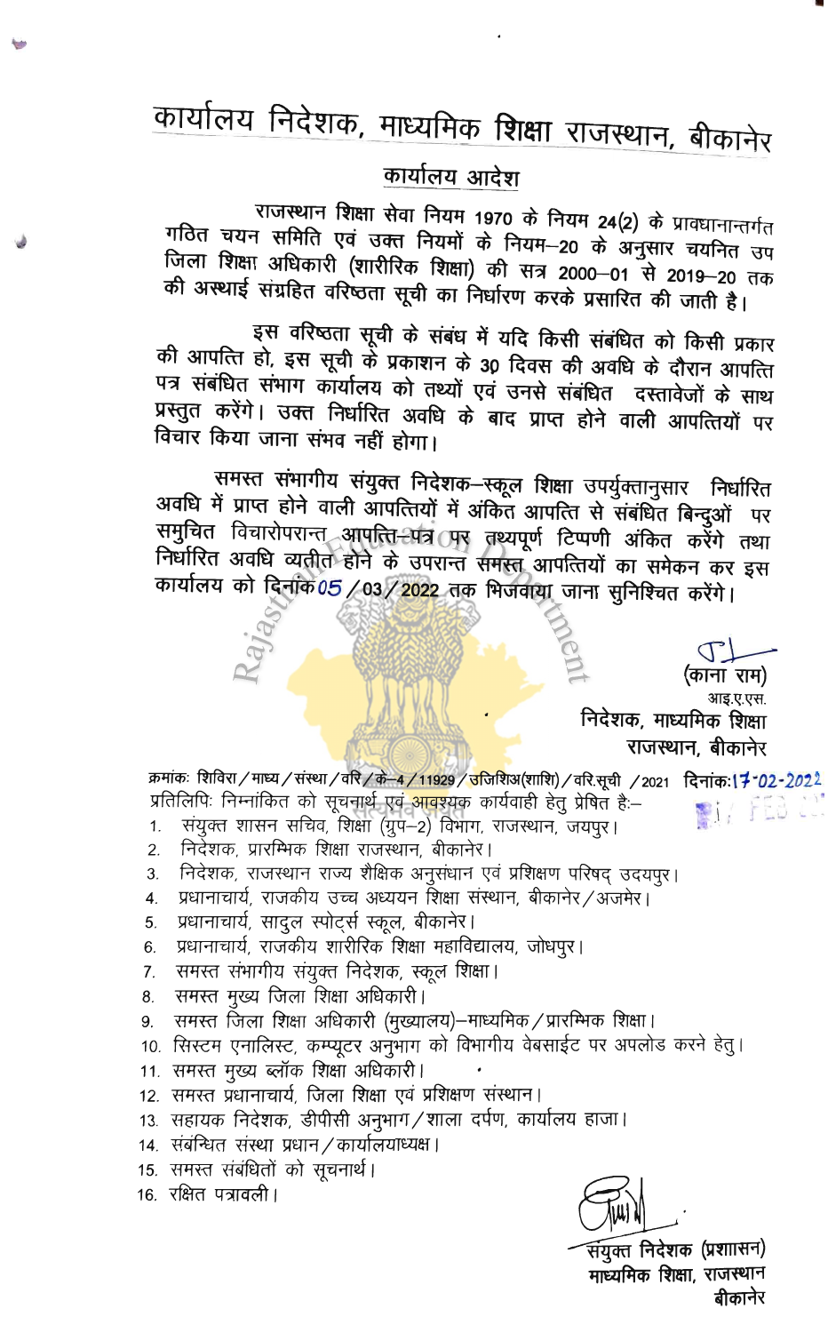# कार्यालय निदेशक, माध्यमिक शिक्षा राजस्थान, बीकानेर

## कार्यालय आदेश

राजस्थान शिक्षा सेवा नियम 1970 के नियम 24(2) के प्रावधानान्तर्गत गठित चयन समिति एवं उक्त नियमों के नियम–20 के अनुसार चयनित उप जिला शिक्षा अधिकारी (शारीरिक शिक्षा) की सत्र 2000–01 से 2019–20 तक की अस्थाई संग्रहित वरिष्ठता सूची का निर्धारण करके प्रसारित की जाती है।

इस वरिष्ठता सूची के संबंध में यदि किसी संबंधित को किसी प्रकार की आपत्ति हो, इस सूची के प्रकाशन के 30 दिवस की अवधि के दौरान आपत्ति पत्र संबंधित संभाग कार्यालय को तथ्यों एवं उनसे संबंधित दस्तावेजों के साथ प्रस्तुत करेंगे। उक्त निर्धारित अवधि के बाद प्राप्त होने वाली आपत्तियों पर विचार किया जाना संभव नहीं होगा।

समस्त संभागीय संयुक्त निदेशक–स्कूल शिक्षा उपर्युक्तानुसार निर्धारित अवधि में प्राप्त होने वाली आपत्तियों में अंकित आपत्ति से संबंधित बिन्दुओं पर समुचित विचारोपरान्त आपत्ति–पत्र पर तथ्यपूर्ण टिप्पणी अंकित करेंगे तथा निर्धारित अवधि व्यतीत होने के उपरान्त समस्त आपत्तियों का समेकन कर इस कार्यालय को दिनांक 05/03/2022 तक भिजवाया जाना सुनिश्चित करेंगे।

(काना राम)
आइ.ए.एस.
निदेशक, माध्यमिक शिक्षा
राजस्थान, बीकानेर

क्रमांकः शिविरा/माध्य/संस्था/वरि/के–4/11929/उजिशिअ(शाशि)/वरि.सूची /2021 दिनांकः 17-02-2022

प्रतिलिपिः निम्नांकित को सूचनार्थ एवं आवश्यक कार्यवाही हेतु प्रेषित है:–

1. संयुक्त शासन सचिव, शिक्षा (ग्रुप–2) विभाग, राजस्थान, जयपुर।
2. निदेशक, प्रारम्भिक शिक्षा राजस्थान, बीकानेर।
3. निदेशक, राजस्थान राज्य शैक्षिक अनुसंधान एवं प्रशिक्षण परिषद् उदयपुर।
4. प्रधानाचार्य, राजकीय उच्च अध्ययन शिक्षा संस्थान, बीकानेर/अजमेर।
5. प्रधानाचार्य, सादुल स्पोर्ट्स स्कूल, बीकानेर।
6. प्रधानाचार्य, राजकीय शारीरिक शिक्षा महाविद्यालय, जोधपुर।
7. समस्त संभागीय संयुक्त निदेशक, स्कूल शिक्षा।
8. समस्त मुख्य जिला शिक्षा अधिकारी।
9. समस्त जिला शिक्षा अधिकारी (मुख्यालय)–माध्यमिक/प्रारम्भिक शिक्षा।
10. सिस्टम एनालिस्ट, कम्प्यूटर अनुभाग को विभागीय वेबसाईट पर अपलोड करने हेतु।
11. समस्त मुख्य ब्लॉक शिक्षा अधिकारी।
12. समस्त प्रधानाचार्य, जिला शिक्षा एवं प्रशिक्षण संस्थान।
13. सहायक निदेशक, डीपीसी अनुभाग/शाला दर्पण, कार्यालय हाजा।
14. संबन्धित संस्था प्रधान/कार्यालयाध्यक्ष।
15. समस्त संबंधितों को सूचनार्थ।
16. रक्षित पत्रावली।

संयुक्त निदेशक (प्रशासन)
माध्यमिक शिक्षा, राजस्थान
बीकानेर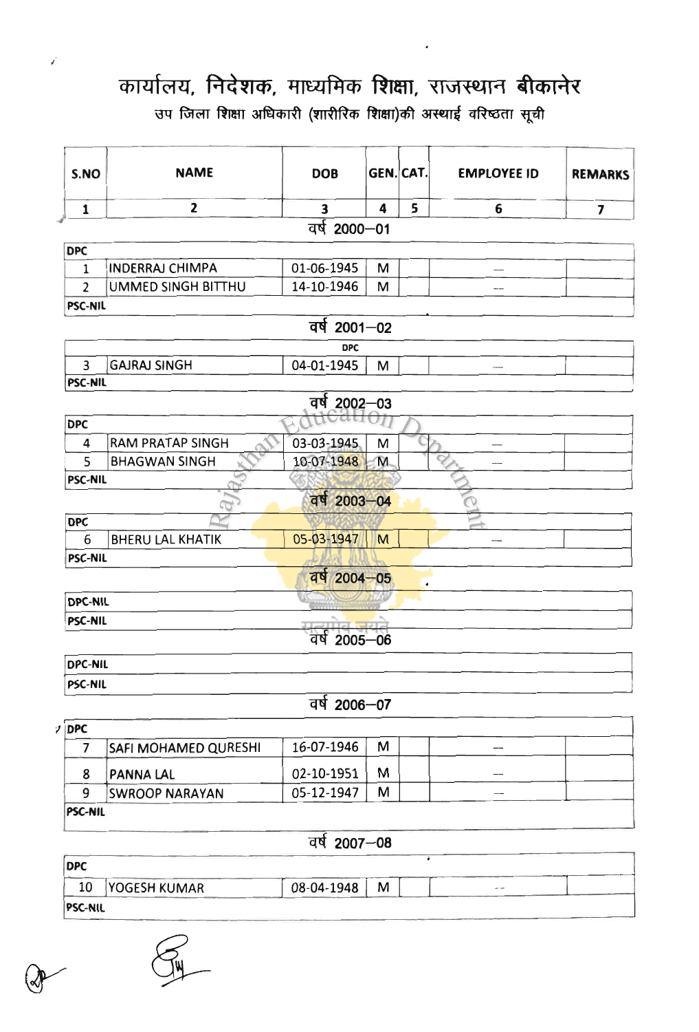# कार्यालय, निदेशक, माध्यमिक शिक्षा, राजस्थान बीकानेर

## उप जिला शिक्षा अधिकारी (शारीरिक शिक्षा)की अस्थाई वरिष्ठता सूची

| S.NO | NAME | DOB | GEN. | CAT. | EMPLOYEE ID | REMARKS |
|---|---|---|---|---|---|---|
| 1 | 2 | 3 | 4 | 5 | 6 | 7 |
| **वर्ष 2000–01** | | | | | | |
| **DPC** | | | | | | |
| 1 | INDERRAJ CHIMPA | 01-06-1945 | M | | — | |
| 2 | UMMED SINGH BITTHU | 14-10-1946 | M | | — | |
| **PSC-NIL** | | | | | | |
| **वर्ष 2001–02** | | | | | | |
| **DPC** | | | | | | |
| 3 | GAJRAJ SINGH | 04-01-1945 | M | | — | |
| **PSC-NIL** | | | | | | |
| **वर्ष 2002–03** | | | | | | |
| **DPC** | | | | | | |
| 4 | RAM PRATAP SINGH | 03-03-1945 | M | | — | |
| 5 | BHAGWAN SINGH | 10-07-1948 | M | | — | |
| **PSC-NIL** | | | | | | |
| **वर्ष 2003–04** | | | | | | |
| **DPC** | | | | | | |
| 6 | BHERU LAL KHATIK | 05-03-1947 | M | | — | |
| **PSC-NIL** | | | | | | |
| **वर्ष 2004–05** | | | | | | |
| **DPC-NIL** | | | | | | |
| **PSC-NIL** | | | | | | |
| **वर्ष 2005–06** | | | | | | |
| **DPC-NIL** | | | | | | |
| **PSC-NIL** | | | | | | |
| **वर्ष 2006–07** | | | | | | |
| **DPC** | | | | | | |
| 7 | SAFI MOHAMED QURESHI | 16-07-1946 | M | | — | |
| 8 | PANNA LAL | 02-10-1951 | M | | — | |
| 9 | SWROOP NARAYAN | 05-12-1947 | M | | — | |
| **PSC-NIL** | | | | | | |
| **वर्ष 2007–08** | | | | | | |
| **DPC** | | | | | | |
| 10 | YOGESH KUMAR | 08-04-1948 | M | | — | |
| **PSC-NIL** | | | | | | |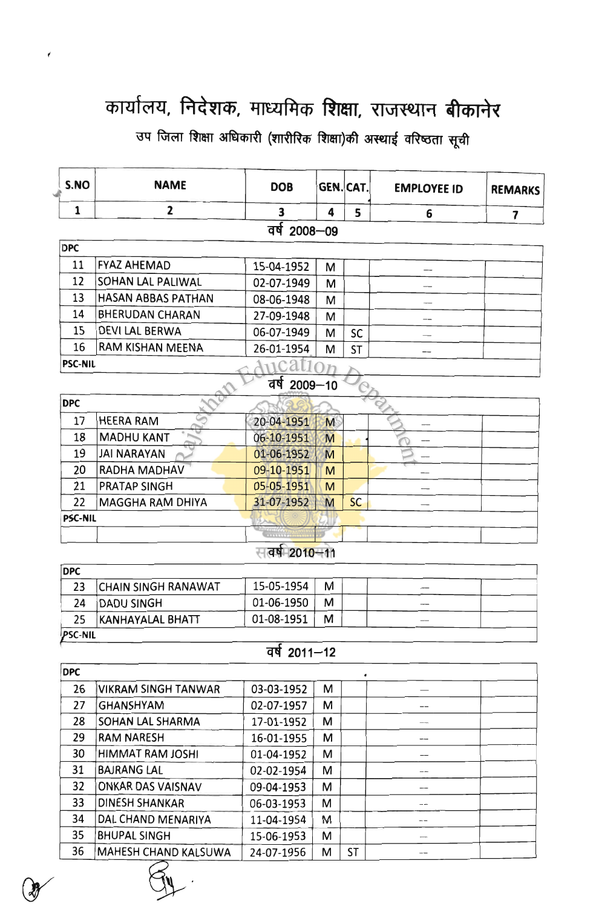# कार्यालय, निदेशक, माध्यमिक शिक्षा, राजस्थान बीकानेर

## उप जिला शिक्षा अधिकारी (शारीरिक शिक्षा)की अस्थाई वरिष्ठता सूची

| S.NO | NAME | DOB | GEN. | CAT. | EMPLOYEE ID | REMARKS |
|---|---|---|---|---|---|---|
| 1 | 2 | 3 | 4 | 5 | 6 | 7 |
| | | **वर्ष 2008—09** | | | | |
| DPC | | | | | | |
| 11 | FYAZ AHEMAD | 15-04-1952 | M | | — | |
| 12 | SOHAN LAL PALIWAL | 02-07-1949 | M | | — | |
| 13 | HASAN ABBAS PATHAN | 08-06-1948 | M | | — | |
| 14 | BHERUDAN CHARAN | 27-09-1948 | M | | — | |
| 15 | DEVI LAL BERWA | 06-07-1949 | M | SC | — | |
| 16 | RAM KISHAN MEENA | 26-01-1954 | M | ST | — | |
| PSC-NIL | | | | | | |
| | | **वर्ष 2009—10** | | | | |
| DPC | | | | | | |
| 17 | HEERA RAM | 20-04-1951 | M | | — | |
| 18 | MADHU KANT | 06-10-1951 | M | | — | |
| 19 | JAI NARAYAN | 01-06-1952 | M | | — | |
| 20 | RADHA MADHAV | 09-10-1951 | M | | — | |
| 21 | PRATAP SINGH | 05-05-1951 | M | | — | |
| 22 | MAGGHA RAM DHIYA | 31-07-1952 | M | SC | — | |
| PSC-NIL | | | | | | |
| | | | | | | |
| | | **वर्ष 2010—11** | | | | |
| DPC | | | | | | |
| 23 | CHAIN SINGH RANAWAT | 15-05-1954 | M | | — | |
| 24 | DADU SINGH | 01-06-1950 | M | | — | |
| 25 | KANHAYALAL BHATT | 01-08-1951 | M | | — | |
| PSC-NIL | | | | | | |
| | | **वर्ष 2011—12** | | | | |
| DPC | | | | | | |
| 26 | VIKRAM SINGH TANWAR | 03-03-1952 | M | | — | |
| 27 | GHANSHYAM | 02-07-1957 | M | | — | |
| 28 | SOHAN LAL SHARMA | 17-01-1952 | M | | — | |
| 29 | RAM NARESH | 16-01-1955 | M | | — | |
| 30 | HIMMAT RAM JOSHI | 01-04-1952 | M | | — | |
| 31 | BAJRANG LAL | 02-02-1954 | M | | — | |
| 32 | ONKAR DAS VAISNAV | 09-04-1953 | M | | — | |
| 33 | DINESH SHANKAR | 06-03-1953 | M | | — | |
| 34 | DAL CHAND MENARIYA | 11-04-1954 | M | | — | |
| 35 | BHUPAL SINGH | 15-06-1953 | M | | — | |
| 36 | MAHESH CHAND KALSUWA | 24-07-1956 | M | ST | — | |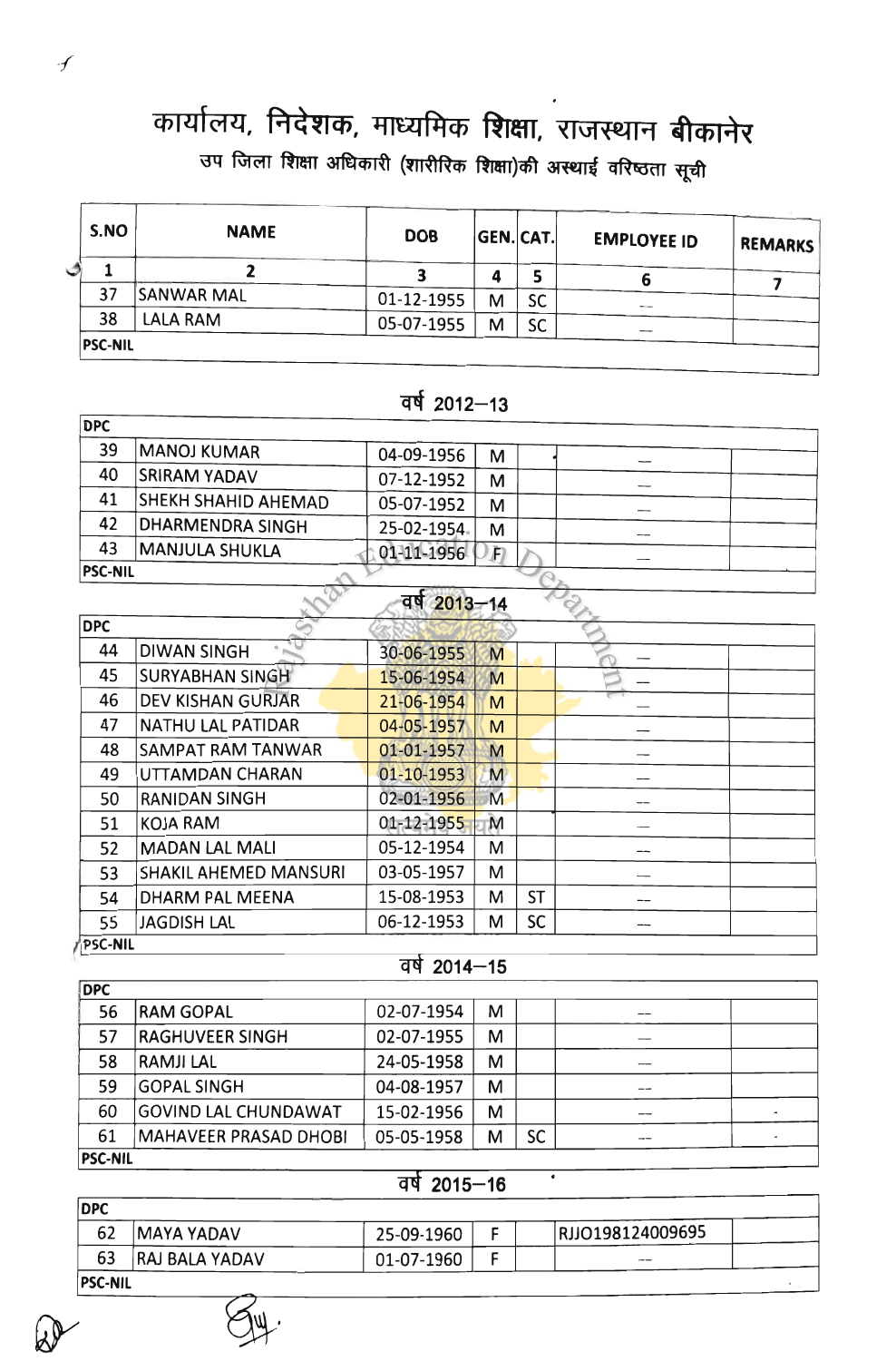# कार्यालय, निदेशक, माध्यमिक शिक्षा, राजस्थान बीकानेर

## उप जिला शिक्षा अधिकारी (शारीरिक शिक्षा)की अस्थाई वरिष्ठता सूची

| S.NO | NAME | DOB | GEN. | CAT. | EMPLOYEE ID | REMARKS |
|---|---|---|---|---|---|---|
| 1 | 2 | 3 | 4 | 5 | 6 | 7 |
| 37 | SANWAR MAL | 01-12-1955 | M | SC | -- | |
| 38 | LALA RAM | 05-07-1955 | M | SC | -- | |
| PSC-NIL | | | | | | |

### वर्ष 2012–13

| S.NO | NAME | DOB | GEN. | CAT. | EMPLOYEE ID | REMARKS |
|---|---|---|---|---|---|---|
| DPC | | | | | | |
| 39 | MANOJ KUMAR | 04-09-1956 | M | | -- | |
| 40 | SRIRAM YADAV | 07-12-1952 | M | | -- | |
| 41 | SHEKH SHAHID AHEMAD | 05-07-1952 | M | | -- | |
| 42 | DHARMENDRA SINGH | 25-02-1954 | M | | -- | |
| 43 | MANJULA SHUKLA | 01-11-1956 | F | | -- | |
| PSC-NIL | | | | | | |

### वर्ष 2013–14

| S.NO | NAME | DOB | GEN. | CAT. | EMPLOYEE ID | REMARKS |
|---|---|---|---|---|---|---|
| DPC | | | | | | |
| 44 | DIWAN SINGH | 30-06-1955 | M | | -- | |
| 45 | SURYABHAN SINGH | 15-06-1954 | M | | -- | |
| 46 | DEV KISHAN GURJAR | 21-06-1954 | M | | -- | |
| 47 | NATHU LAL PATIDAR | 04-05-1957 | M | | -- | |
| 48 | SAMPAT RAM TANWAR | 01-01-1957 | M | | -- | |
| 49 | UTTAMDAN CHARAN | 01-10-1953 | M | | -- | |
| 50 | RANIDAN SINGH | 02-01-1956 | M | | -- | |
| 51 | KOJA RAM | 01-12-1955 | M | | -- | |
| 52 | MADAN LAL MALI | 05-12-1954 | M | | -- | |
| 53 | SHAKIL AHEMED MANSURI | 03-05-1957 | M | | -- | |
| 54 | DHARM PAL MEENA | 15-08-1953 | M | ST | -- | |
| 55 | JAGDISH LAL | 06-12-1953 | M | SC | -- | |
| PSC-NIL | | | | | | |

### वर्ष 2014–15

| S.NO | NAME | DOB | GEN. | CAT. | EMPLOYEE ID | REMARKS |
|---|---|---|---|---|---|---|
| DPC | | | | | | |
| 56 | RAM GOPAL | 02-07-1954 | M | | -- | |
| 57 | RAGHUVEER SINGH | 02-07-1955 | M | | -- | |
| 58 | RAMJI LAL | 24-05-1958 | M | | -- | |
| 59 | GOPAL SINGH | 04-08-1957 | M | | -- | |
| 60 | GOVIND LAL CHUNDAWAT | 15-02-1956 | M | | -- | |
| 61 | MAHAVEER PRASAD DHOBI | 05-05-1958 | M | SC | -- | |
| PSC-NIL | | | | | | |

### वर्ष 2015–16

| S.NO | NAME | DOB | GEN. | CAT. | EMPLOYEE ID | REMARKS |
|---|---|---|---|---|---|---|
| DPC | | | | | | |
| 62 | MAYA YADAV | 25-09-1960 | F | | RJJO198124009695 | |
| 63 | RAJ BALA YADAV | 01-07-1960 | F | | -- | |
| PSC-NIL | | | | | | |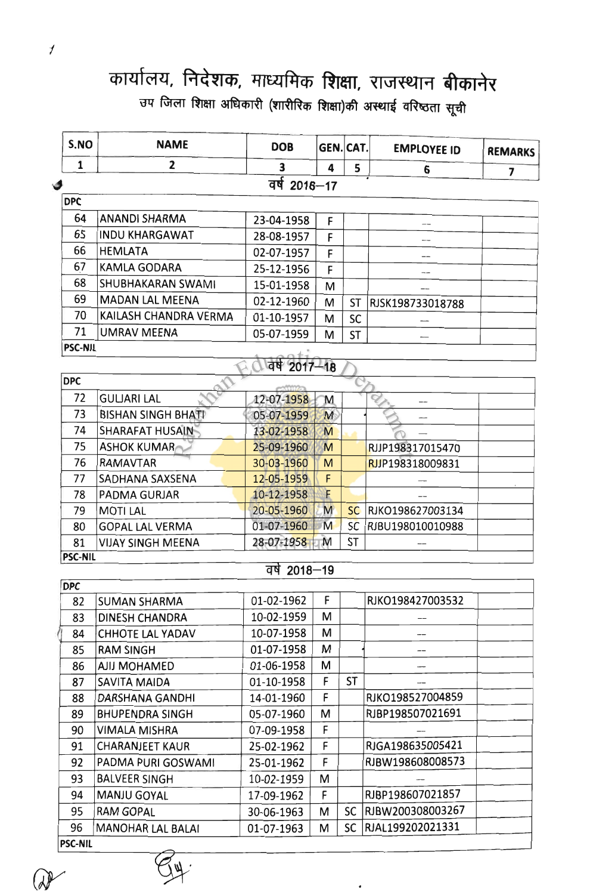# कार्यालय, निदेशक, माध्यमिक शिक्षा, राजस्थान बीकानेर

## उप जिला शिक्षा अधिकारी (शारीरिक शिक्षा)की अस्थाई वरिष्ठता सूची

| S.NO | NAME | DOB | GEN. | CAT. | EMPLOYEE ID | REMARKS |
|---|---|---|---|---|---|---|
| 1 | 2 | 3 | 4 | 5 | 6 | 7 |
| | | **वर्ष 2016–17** | | | | |
| **DPC** | | | | | | |
| 64 | ANANDI SHARMA | 23-04-1958 | F | | -- | |
| 65 | INDU KHARGAWAT | 28-08-1957 | F | | -- | |
| 66 | HEMLATA | 02-07-1957 | F | | -- | |
| 67 | KAMLA GODARA | 25-12-1956 | F | | -- | |
| 68 | SHUBHAKARAN SWAMI | 15-01-1958 | M | | -- | |
| 69 | MADAN LAL MEENA | 02-12-1960 | M | ST | RJSK198733018788 | |
| 70 | KAILASH CHANDRA VERMA | 01-10-1957 | M | SC | -- | |
| 71 | UMRAV MEENA | 05-07-1959 | M | ST | -- | |
| **PSC-NIL** | | | | | | |
| | | **वर्ष 2017–18** | | | | |
| **DPC** | | | | | | |
| 72 | GULJARI LAL | 12-07-1958 | M | | -- | |
| 73 | BISHAN SINGH BHATI | 05-07-1959 | M | | -- | |
| 74 | SHARAFAT HUSAIN | 13-02-1958 | M | | -- | |
| 75 | ASHOK KUMAR | 25-09-1960 | M | | RJJP198317015470 | |
| 76 | RAMAVTAR | 30-03-1960 | M | | RJJP198318009831 | |
| 77 | SADHANA SAXSENA | 12-05-1959 | F | | -- | |
| 78 | PADMA GURJAR | 10-12-1958 | F | | -- | |
| 79 | MOTI LAL | 20-05-1960 | M | SC | RJKO198627003134 | |
| 80 | GOPAL LAL VERMA | 01-07-1960 | M | SC | RJBU198010010988 | |
| 81 | VIJAY SINGH MEENA | 28-07-1958 | M | ST | -- | |
| **PSC-NIL** | | | | | | |
| | | **वर्ष 2018–19** | | | | |
| **DPC** | | | | | | |
| 82 | SUMAN SHARMA | 01-02-1962 | F | | RJKO198427003532 | |
| 83 | DINESH CHANDRA | 10-02-1959 | M | | -- | |
| 84 | CHHOTE LAL YADAV | 10-07-1958 | M | | -- | |
| 85 | RAM SINGH | 01-07-1958 | M | | -- | |
| 86 | AJIJ MOHAMED | 01-06-1958 | M | | -- | |
| 87 | SAVITA MAIDA | 01-10-1958 | F | ST | -- | |
| 88 | DARSHANA GANDHI | 14-01-1960 | F | | RJKO198527004859 | |
| 89 | BHUPENDRA SINGH | 05-07-1960 | M | | RJBP198507021691 | |
| 90 | VIMALA MISHRA | 07-09-1958 | F | | -- | |
| 91 | CHARANJEET KAUR | 25-02-1962 | F | | RJGA198635005421 | |
| 92 | PADMA PURI GOSWAMI | 25-01-1962 | F | | RJBW198608008573 | |
| 93 | BALVEER SINGH | 10-02-1959 | M | | -- | |
| 94 | MANJU GOYAL | 17-09-1962 | F | | RJBP198607021857 | |
| 95 | RAM GOPAL | 30-06-1963 | M | SC | RJBW200308003267 | |
| 96 | MANOHAR LAL BALAI | 01-07-1963 | M | SC | RJAL199202021331 | |
| **PSC-NIL** | | | | | | |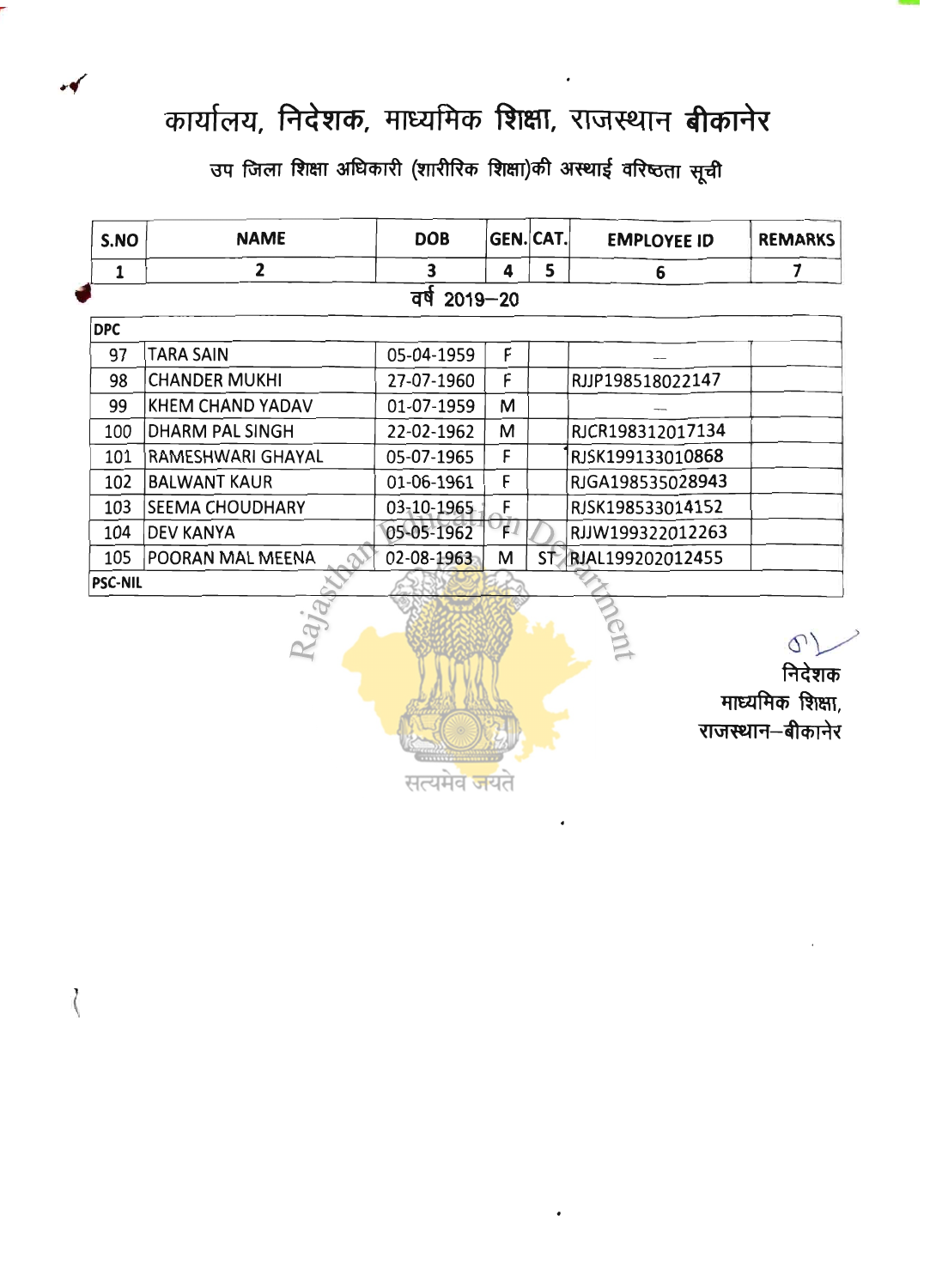# कार्यालय, निदेशक, माध्यमिक शिक्षा, राजस्थान बीकानेर

## उप जिला शिक्षा अधिकारी (शारीरिक शिक्षा)की अस्थाई वरिष्ठता सूची

| S.NO | NAME | DOB | GEN. | CAT. | EMPLOYEE ID | REMARKS |
|---|---|---|---|---|---|---|
| 1 | 2 | 3 | 4 | 5 | 6 | 7 |
| | | **वर्ष 2019–20** | | | | |
| **DPC** | | | | | | |
| 97 | TARA SAIN | 05-04-1959 | F | | — | |
| 98 | CHANDER MUKHI | 27-07-1960 | F | | RJJP198518022147 | |
| 99 | KHEM CHAND YADAV | 01-07-1959 | M | | — | |
| 100 | DHARM PAL SINGH | 22-02-1962 | M | | RJCR198312017134 | |
| 101 | RAMESHWARI GHAYAL | 05-07-1965 | F | | RJSK199133010868 | |
| 102 | BALWANT KAUR | 01-06-1961 | F | | RJGA198535028943 | |
| 103 | SEEMA CHOUDHARY | 03-10-1965 | F | | RJSK198533014152 | |
| 104 | DEV KANYA | 05-05-1962 | F | | RJJW199322012263 | |
| 105 | POORAN MAL MEENA | 02-08-1963 | M | ST | RJAL199202012455 | |
| **PSC-NIL** | | | | | | |

निदेशक
माध्यमिक शिक्षा,
राजस्थान–बीकानेर